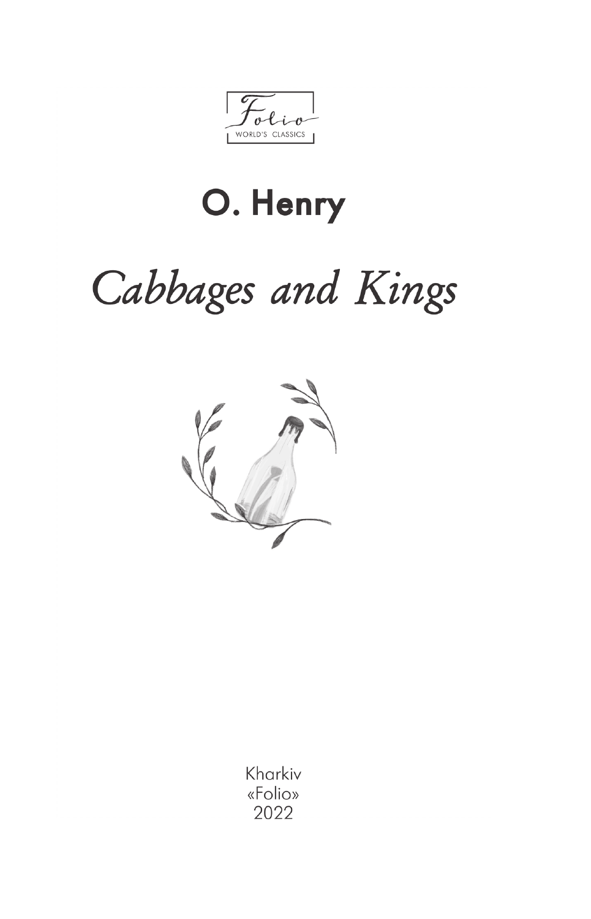Folio
WORLD'S CLASSICS

## O. Henry

# *Cabbages and Kings*

Kharkiv
«Folio»
2022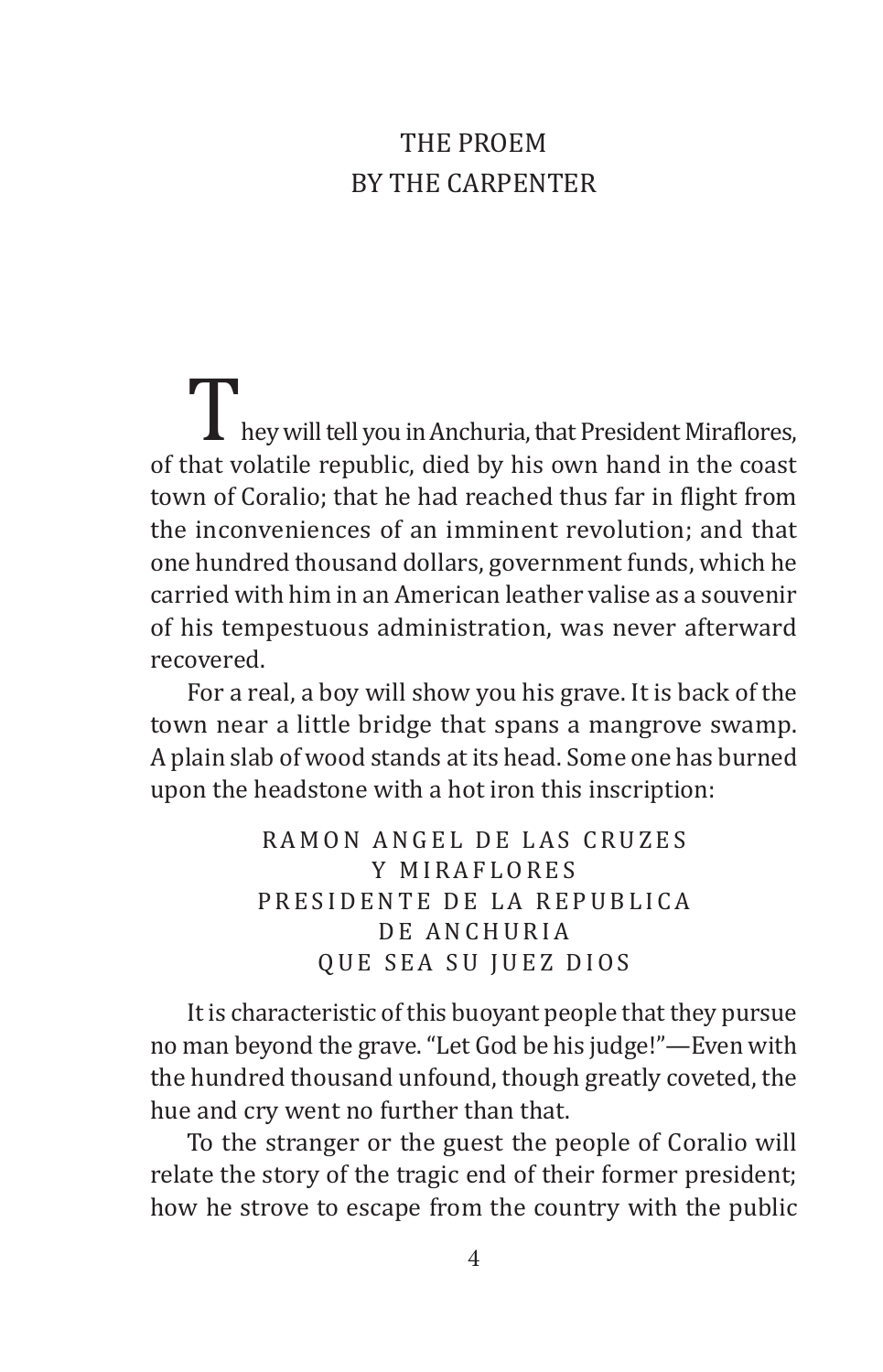# THE PROEM
## BY THE CARPENTER

They will tell you in Anchuria, that President Miraflores, of that volatile republic, died by his own hand in the coast town of Coralio; that he had reached thus far in flight from the inconveniences of an imminent revolution; and that one hundred thousand dollars, government funds, which he carried with him in an American leather valise as a souvenir of his tempestuous administration, was never afterward recovered.

For a real, a boy will show you his grave. It is back of the town near a little bridge that spans a mangrove swamp. A plain slab of wood stands at its head. Some one has burned upon the headstone with a hot iron this inscription:

RAMON ANGEL DE LAS CRUZES
Y MIRAFLORES
PRESIDENTE DE LA REPUBLICA
DE ANCHURIA
QUE SEA SU JUEZ DIOS

It is characteristic of this buoyant people that they pursue no man beyond the grave. "Let God be his judge!"—Even with the hundred thousand unfound, though greatly coveted, the hue and cry went no further than that.

To the stranger or the guest the people of Coralio will relate the story of the tragic end of their former president; how he strove to escape from the country with the public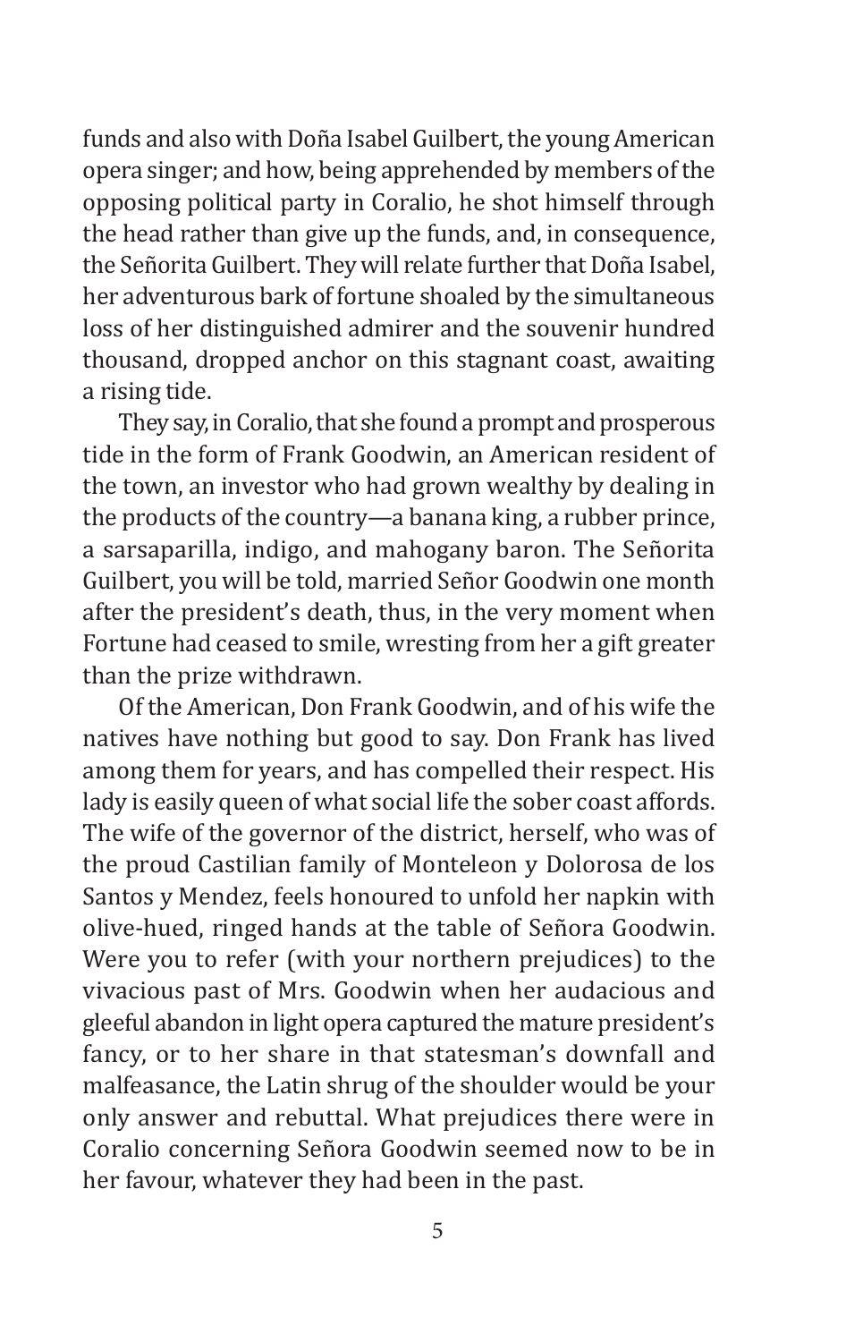funds and also with Doña Isabel Guilbert, the young American opera singer; and how, being apprehended by members of the opposing political party in Coralio, he shot himself through the head rather than give up the funds, and, in consequence, the Señorita Guilbert. They will relate further that Doña Isabel, her adventurous bark of fortune shoaled by the simultaneous loss of her distinguished admirer and the souvenir hundred thousand, dropped anchor on this stagnant coast, awaiting a rising tide.

They say, in Coralio, that she found a prompt and prosperous tide in the form of Frank Goodwin, an American resident of the town, an investor who had grown wealthy by dealing in the products of the country—a banana king, a rubber prince, a sarsaparilla, indigo, and mahogany baron. The Señorita Guilbert, you will be told, married Señor Goodwin one month after the president's death, thus, in the very moment when Fortune had ceased to smile, wresting from her a gift greater than the prize withdrawn.

Of the American, Don Frank Goodwin, and of his wife the natives have nothing but good to say. Don Frank has lived among them for years, and has compelled their respect. His lady is easily queen of what social life the sober coast affords. The wife of the governor of the district, herself, who was of the proud Castilian family of Monteleon y Dolorosa de los Santos y Mendez, feels honoured to unfold her napkin with olive-hued, ringed hands at the table of Señora Goodwin. Were you to refer (with your northern prejudices) to the vivacious past of Mrs. Goodwin when her audacious and gleeful abandon in light opera captured the mature president's fancy, or to her share in that statesman's downfall and malfeasance, the Latin shrug of the shoulder would be your only answer and rebuttal. What prejudices there were in Coralio concerning Señora Goodwin seemed now to be in her favour, whatever they had been in the past.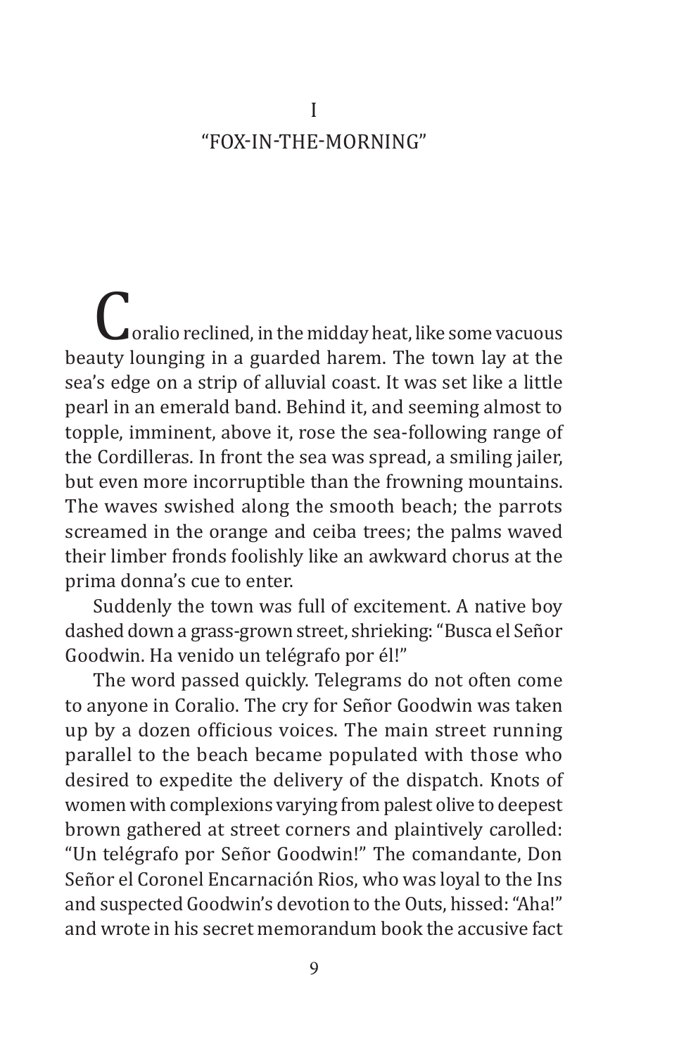# I

## "FOX-IN-THE-MORNING"

Coralio reclined, in the midday heat, like some vacuous beauty lounging in a guarded harem. The town lay at the sea's edge on a strip of alluvial coast. It was set like a little pearl in an emerald band. Behind it, and seeming almost to topple, imminent, above it, rose the sea-following range of the Cordilleras. In front the sea was spread, a smiling jailer, but even more incorruptible than the frowning mountains. The waves swished along the smooth beach; the parrots screamed in the orange and ceiba trees; the palms waved their limber fronds foolishly like an awkward chorus at the prima donna's cue to enter.

Suddenly the town was full of excitement. A native boy dashed down a grass-grown street, shrieking: "Busca el Señor Goodwin. Ha venido un telégrafo por él!"

The word passed quickly. Telegrams do not often come to anyone in Coralio. The cry for Señor Goodwin was taken up by a dozen officious voices. The main street running parallel to the beach became populated with those who desired to expedite the delivery of the dispatch. Knots of women with complexions varying from palest olive to deepest brown gathered at street corners and plaintively carolled: "Un telégrafo por Señor Goodwin!" The comandante, Don Señor el Coronel Encarnación Rios, who was loyal to the Ins and suspected Goodwin's devotion to the Outs, hissed: "Aha!" and wrote in his secret memorandum book the accusive fact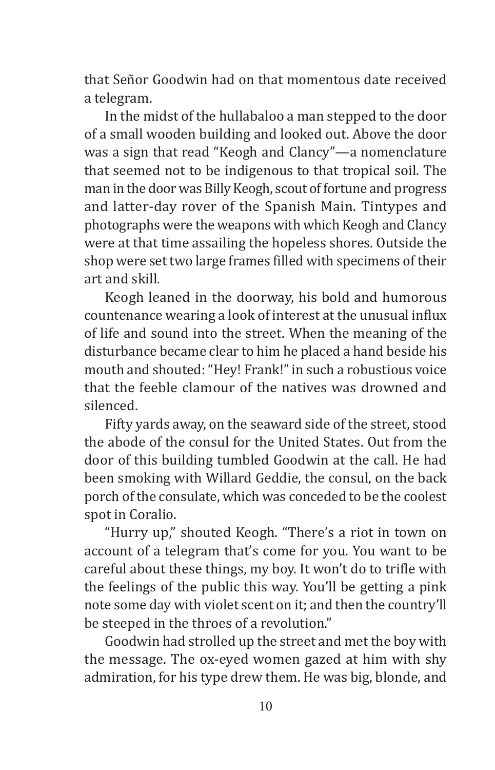that Señor Goodwin had on that momentous date received a telegram.

In the midst of the hullabaloo a man stepped to the door of a small wooden building and looked out. Above the door was a sign that read "Keogh and Clancy"—a nomenclature that seemed not to be indigenous to that tropical soil. The man in the door was Billy Keogh, scout of fortune and progress and latter-day rover of the Spanish Main. Tintypes and photographs were the weapons with which Keogh and Clancy were at that time assailing the hopeless shores. Outside the shop were set two large frames filled with specimens of their art and skill.

Keogh leaned in the doorway, his bold and humorous countenance wearing a look of interest at the unusual influx of life and sound into the street. When the meaning of the disturbance became clear to him he placed a hand beside his mouth and shouted: "Hey! Frank!" in such a robustious voice that the feeble clamour of the natives was drowned and silenced.

Fifty yards away, on the seaward side of the street, stood the abode of the consul for the United States. Out from the door of this building tumbled Goodwin at the call. He had been smoking with Willard Geddie, the consul, on the back porch of the consulate, which was conceded to be the coolest spot in Coralio.

"Hurry up," shouted Keogh. "There's a riot in town on account of a telegram that's come for you. You want to be careful about these things, my boy. It won't do to trifle with the feelings of the public this way. You'll be getting a pink note some day with violet scent on it; and then the country'll be steeped in the throes of a revolution."

Goodwin had strolled up the street and met the boy with the message. The ox-eyed women gazed at him with shy admiration, for his type drew them. He was big, blonde, and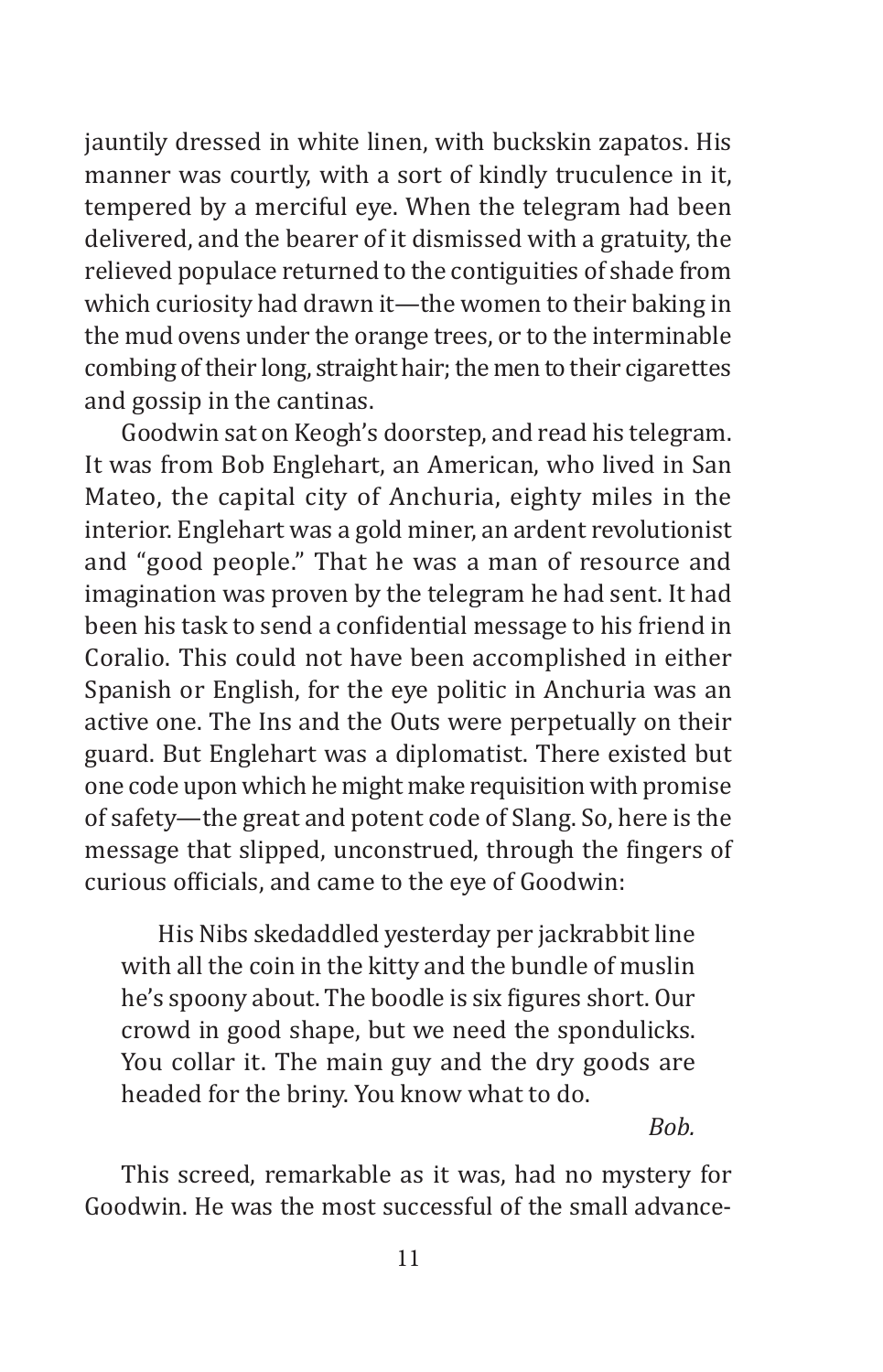jauntily dressed in white linen, with buckskin zapatos. His manner was courtly, with a sort of kindly truculence in it, tempered by a merciful eye. When the telegram had been delivered, and the bearer of it dismissed with a gratuity, the relieved populace returned to the contiguities of shade from which curiosity had drawn it—the women to their baking in the mud ovens under the orange trees, or to the interminable combing of their long, straight hair; the men to their cigarettes and gossip in the cantinas.

Goodwin sat on Keogh's doorstep, and read his telegram. It was from Bob Englehart, an American, who lived in San Mateo, the capital city of Anchuria, eighty miles in the interior. Englehart was a gold miner, an ardent revolutionist and "good people." That he was a man of resource and imagination was proven by the telegram he had sent. It had been his task to send a confidential message to his friend in Coralio. This could not have been accomplished in either Spanish or English, for the eye politic in Anchuria was an active one. The Ins and the Outs were perpetually on their guard. But Englehart was a diplomatist. There existed but one code upon which he might make requisition with promise of safety—the great and potent code of Slang. So, here is the message that slipped, unconstrued, through the fingers of curious officials, and came to the eye of Goodwin:

> His Nibs skedaddled yesterday per jackrabbit line with all the coin in the kitty and the bundle of muslin he's spoony about. The boodle is six figures short. Our crowd in good shape, but we need the spondulicks. You collar it. The main guy and the dry goods are headed for the briny. You know what to do.
>
> *Bob.*

This screed, remarkable as it was, had no mystery for Goodwin. He was the most successful of the small advance-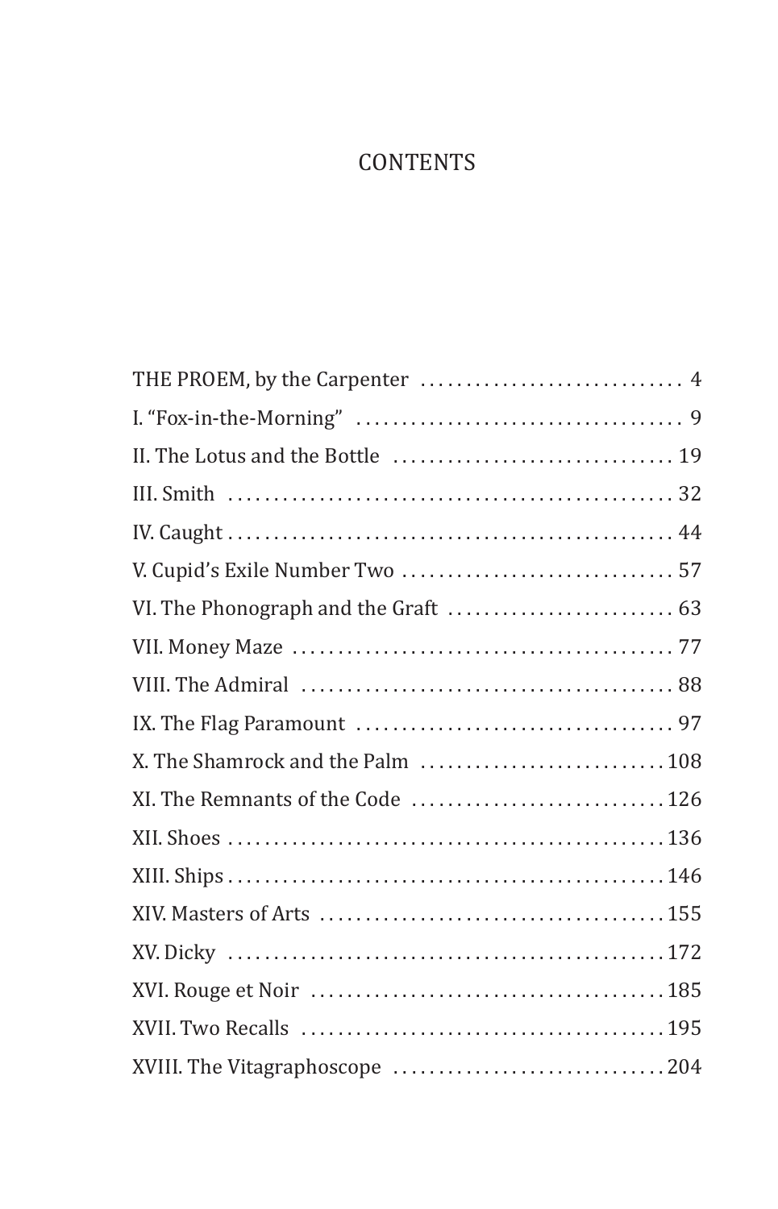# CONTENTS

THE PROEM, by the Carpenter ............................. 4
I. "Fox-in-the-Morning" .................................... 9
II. The Lotus and the Bottle ............................... 19
III. Smith ................................................. 32
IV. Caught ................................................. 44
V. Cupid's Exile Number Two ................................ 57
VI. The Phonograph and the Graft ........................... 63
VII. Money Maze ............................................ 77
VIII. The Admiral .......................................... 88
IX. The Flag Paramount ..................................... 97
X. The Shamrock and the Palm ............................... 108
XI. The Remnants of the Code ............................... 126
XII. Shoes ................................................. 136
XIII. Ships ................................................ 146
XIV. Masters of Arts ....................................... 155
XV. Dicky .................................................. 172
XVI. Rouge et Noir ......................................... 185
XVII. Two Recalls .......................................... 195
XVIII. The Vitagraphoscope ................................. 204